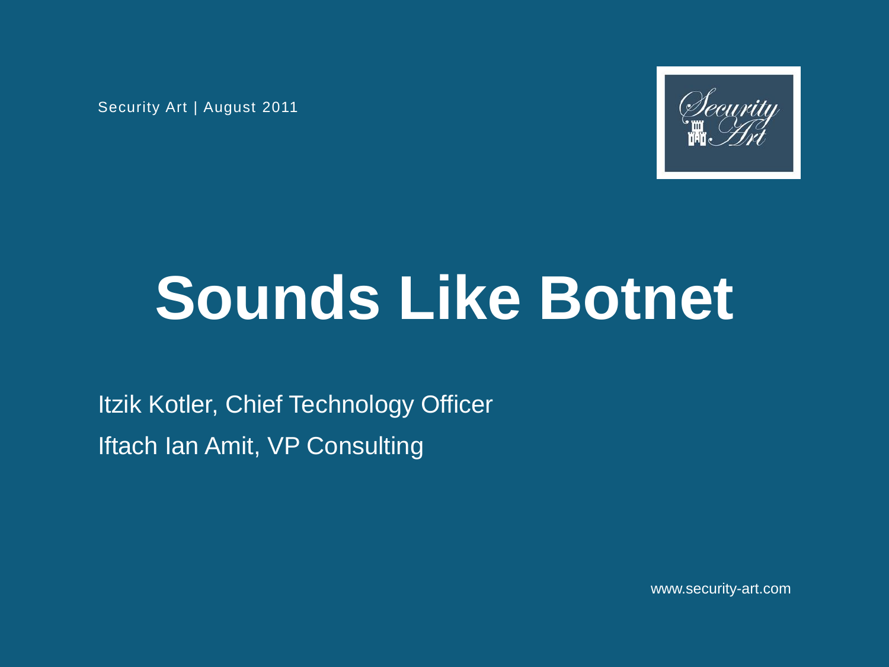Security Art | August 2011

# Sounds Like Botnet

Itzik Kotler, Chief Technology Officer

Iftach Ian Amit, VP Consulting

www.security-art.com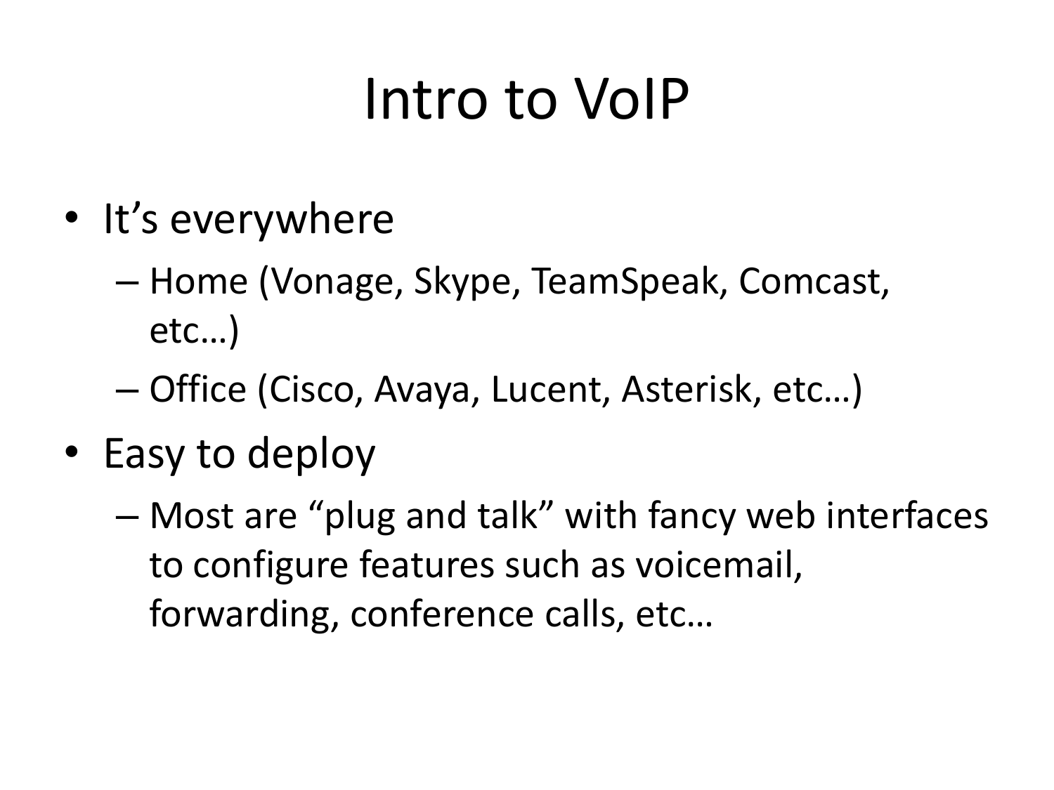# Intro to VoIP

- It's everywhere
  - Home (Vonage, Skype, TeamSpeak, Comcast, etc…)
  - Office (Cisco, Avaya, Lucent, Asterisk, etc…)
- Easy to deploy
  - Most are "plug and talk" with fancy web interfaces to configure features such as voicemail, forwarding, conference calls, etc…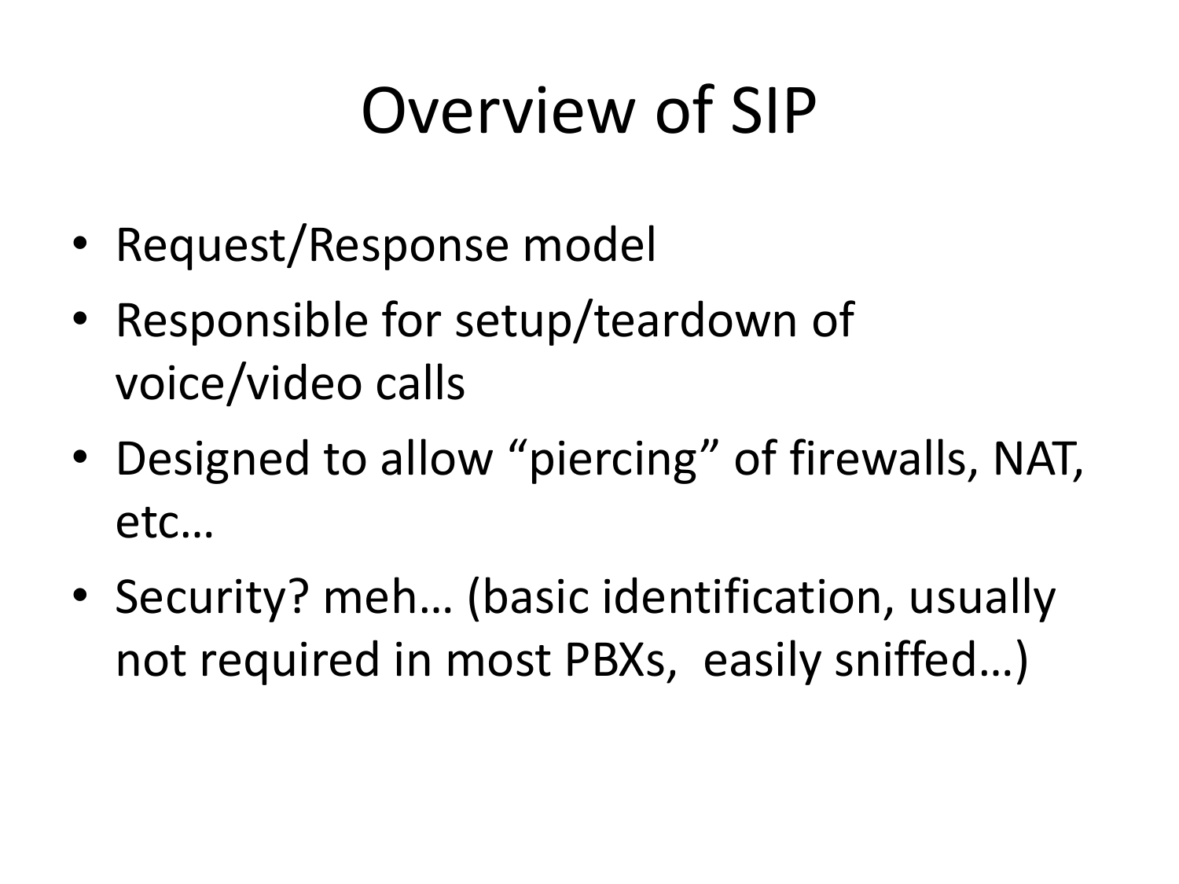# Overview of SIP

- Request/Response model
- Responsible for setup/teardown of voice/video calls
- Designed to allow "piercing" of firewalls, NAT, etc…
- Security? meh… (basic identification, usually not required in most PBXs, easily sniffed…)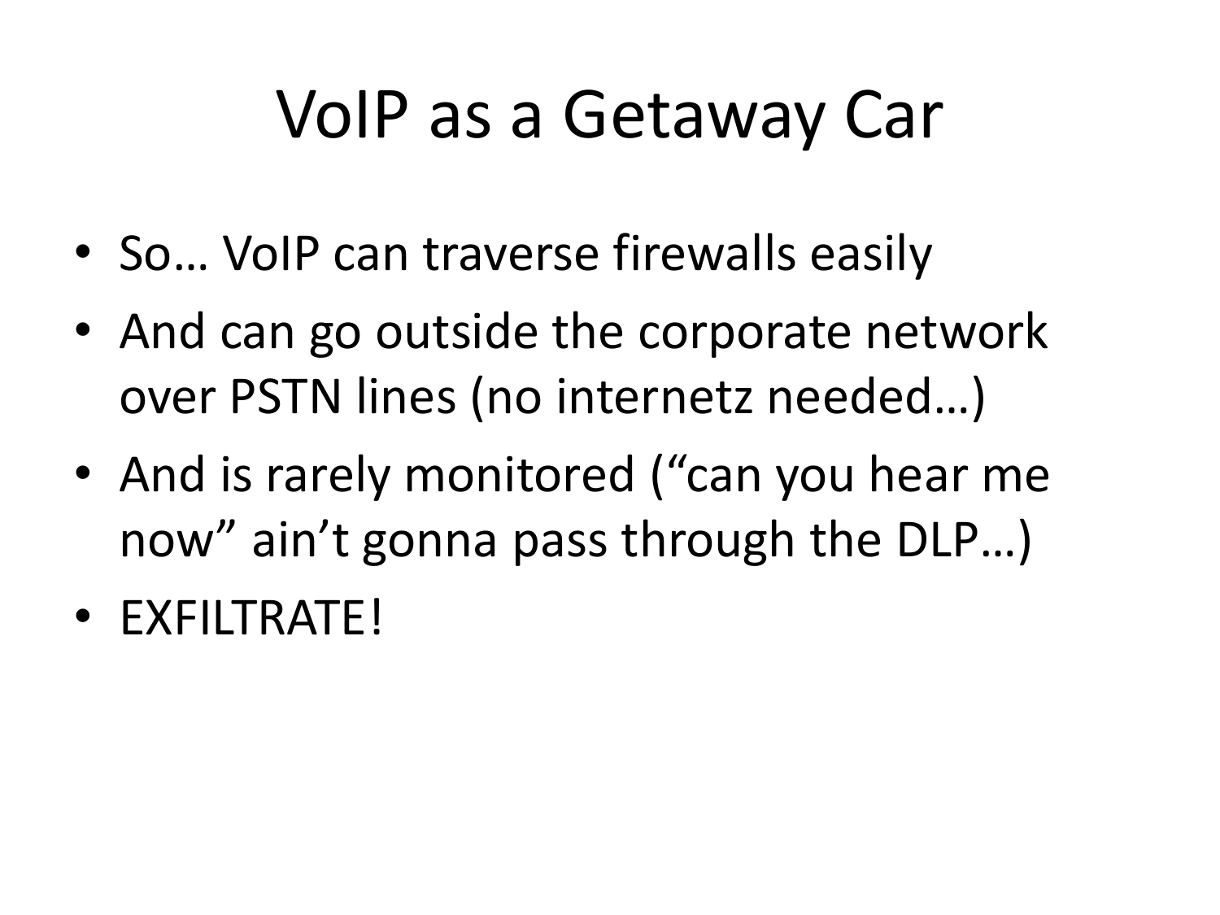# VoIP as a Getaway Car

- So… VoIP can traverse firewalls easily
- And can go outside the corporate network over PSTN lines (no internetz needed…)
- And is rarely monitored ("can you hear me now" ain't gonna pass through the DLP…)
- EXFILTRATE!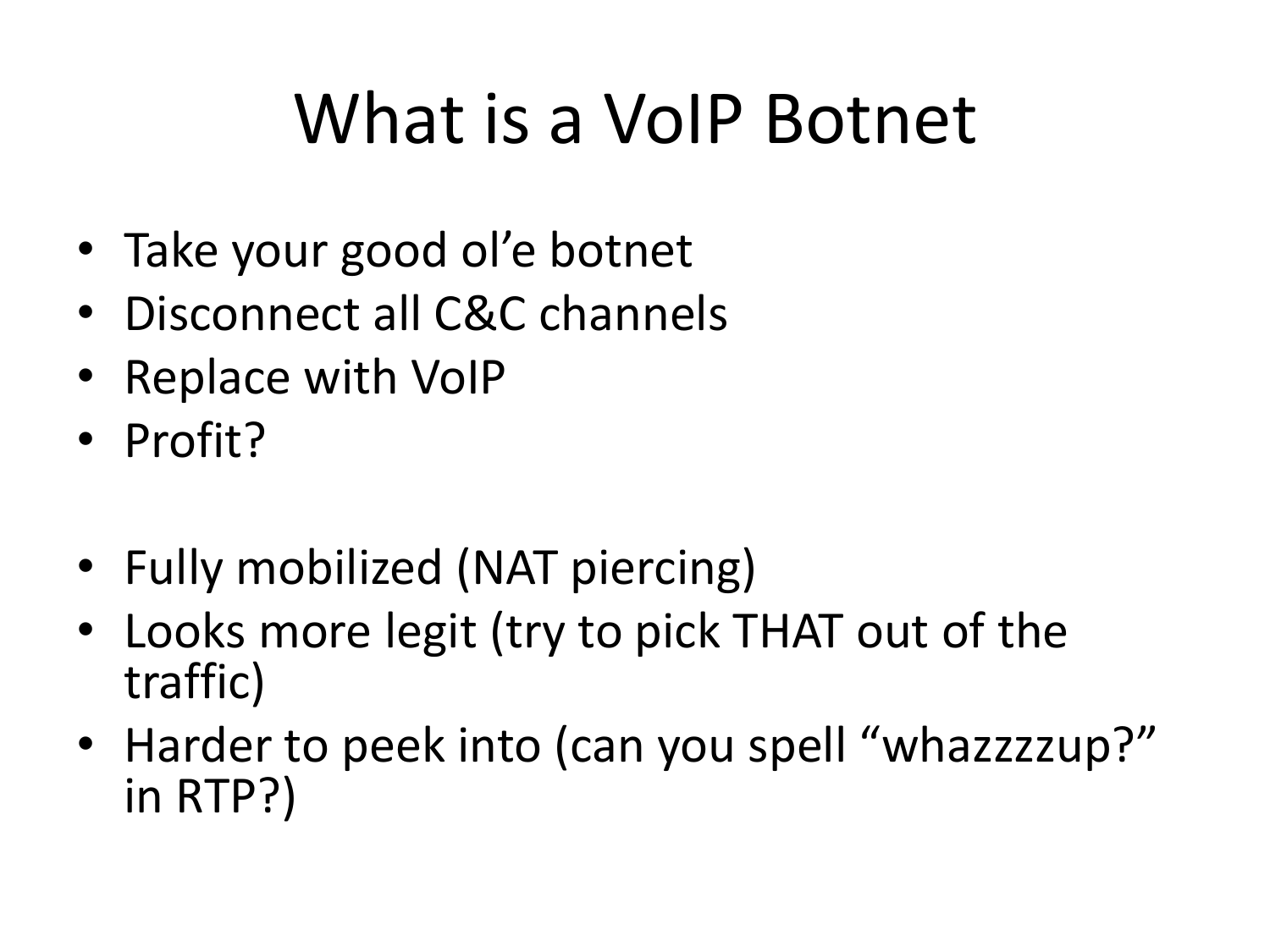# What is a VoIP Botnet

- Take your good ol'e botnet
- Disconnect all C&C channels
- Replace with VoIP
- Profit?

- Fully mobilized (NAT piercing)
- Looks more legit (try to pick THAT out of the traffic)
- Harder to peek into (can you spell "whazzzzup?" in RTP?)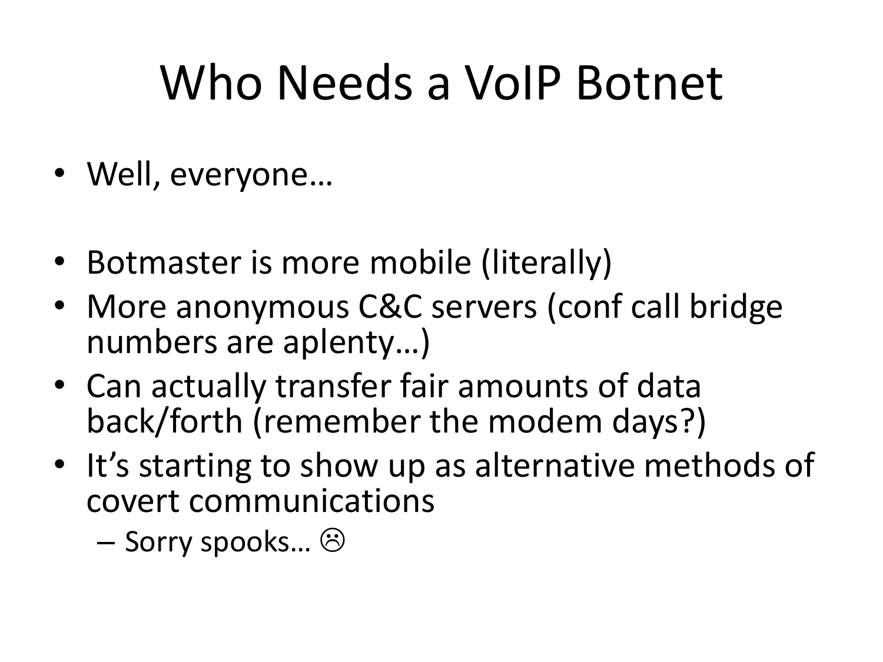# Who Needs a VoIP Botnet

- Well, everyone…

- Botmaster is more mobile (literally)
- More anonymous C&C servers (conf call bridge numbers are aplenty…)
- Can actually transfer fair amounts of data back/forth (remember the modem days?)
- It's starting to show up as alternative methods of covert communications
  - Sorry spooks… ☹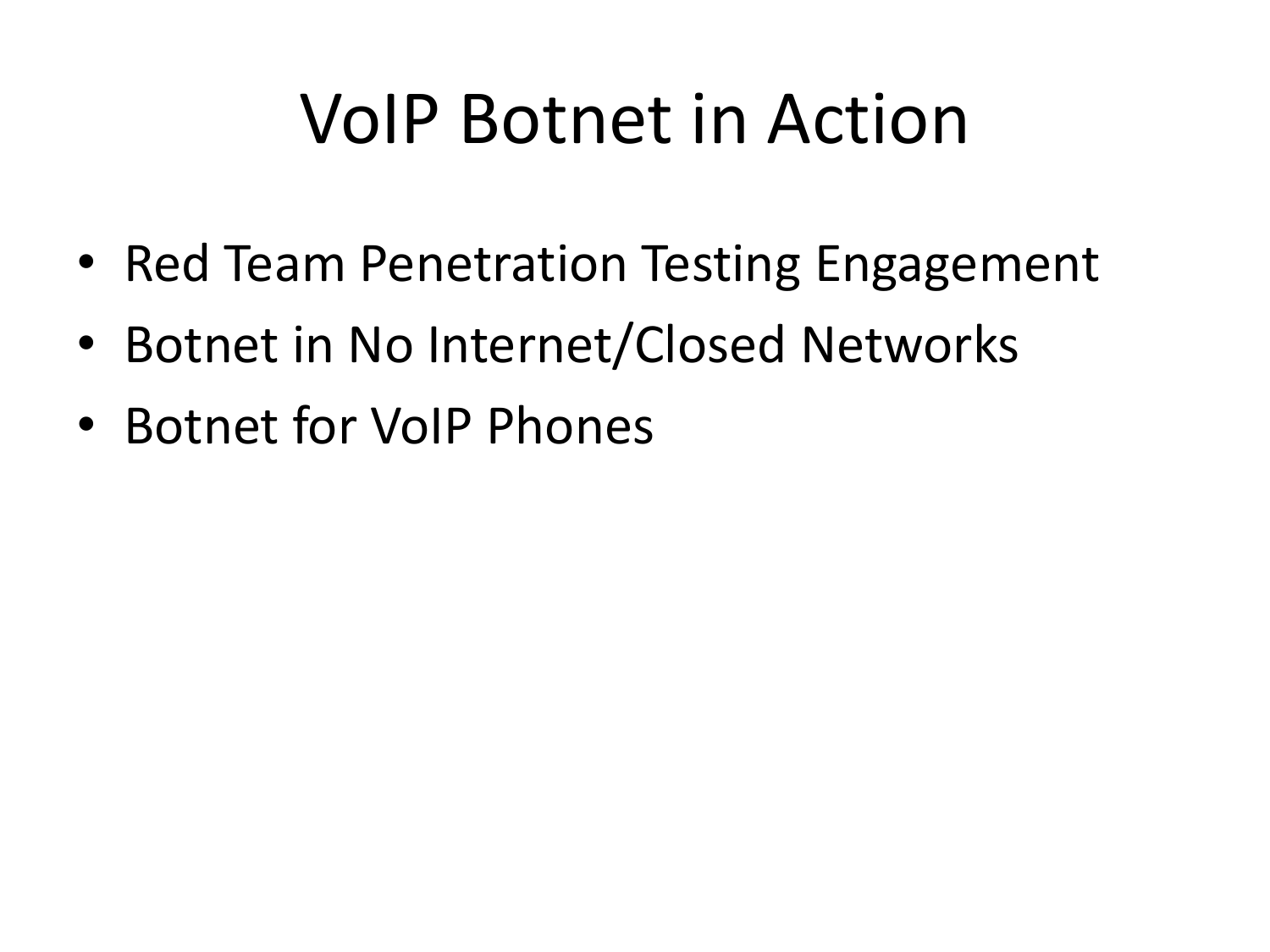# VoIP Botnet in Action

- Red Team Penetration Testing Engagement
- Botnet in No Internet/Closed Networks
- Botnet for VoIP Phones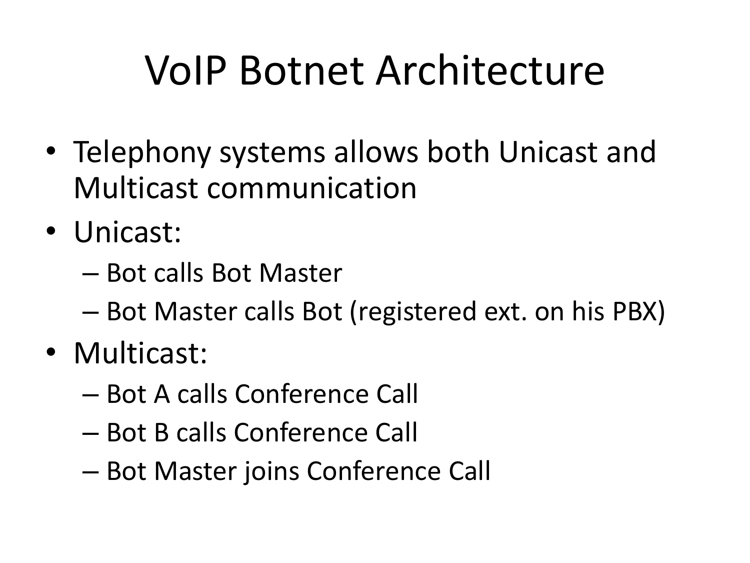# VoIP Botnet Architecture

- Telephony systems allows both Unicast and Multicast communication
- Unicast:
  - Bot calls Bot Master
  - Bot Master calls Bot (registered ext. on his PBX)
- Multicast:
  - Bot A calls Conference Call
  - Bot B calls Conference Call
  - Bot Master joins Conference Call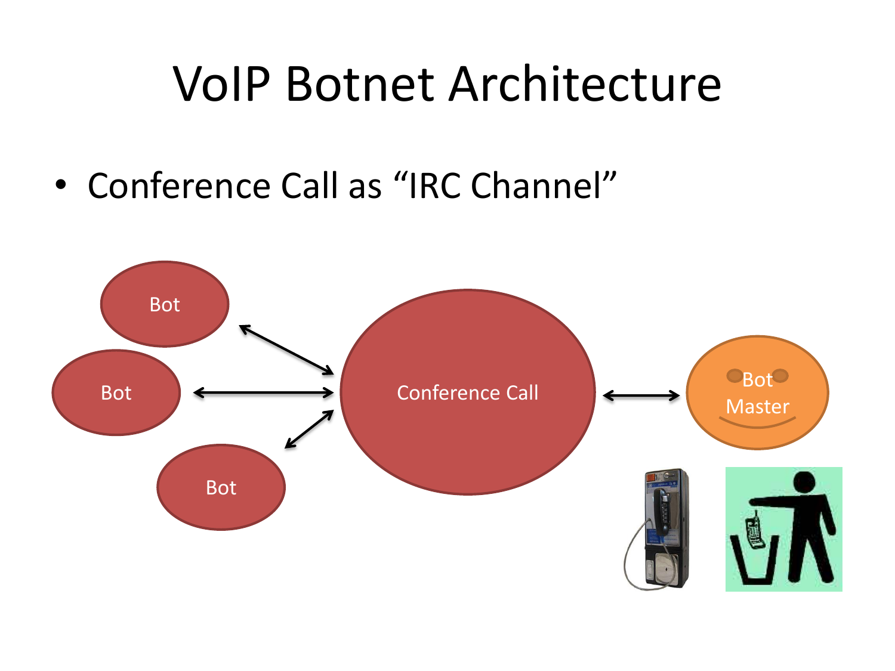# VoIP Botnet Architecture

- Conference Call as "IRC Channel"

Bot

Bot

Bot

Conference Call

Bot Master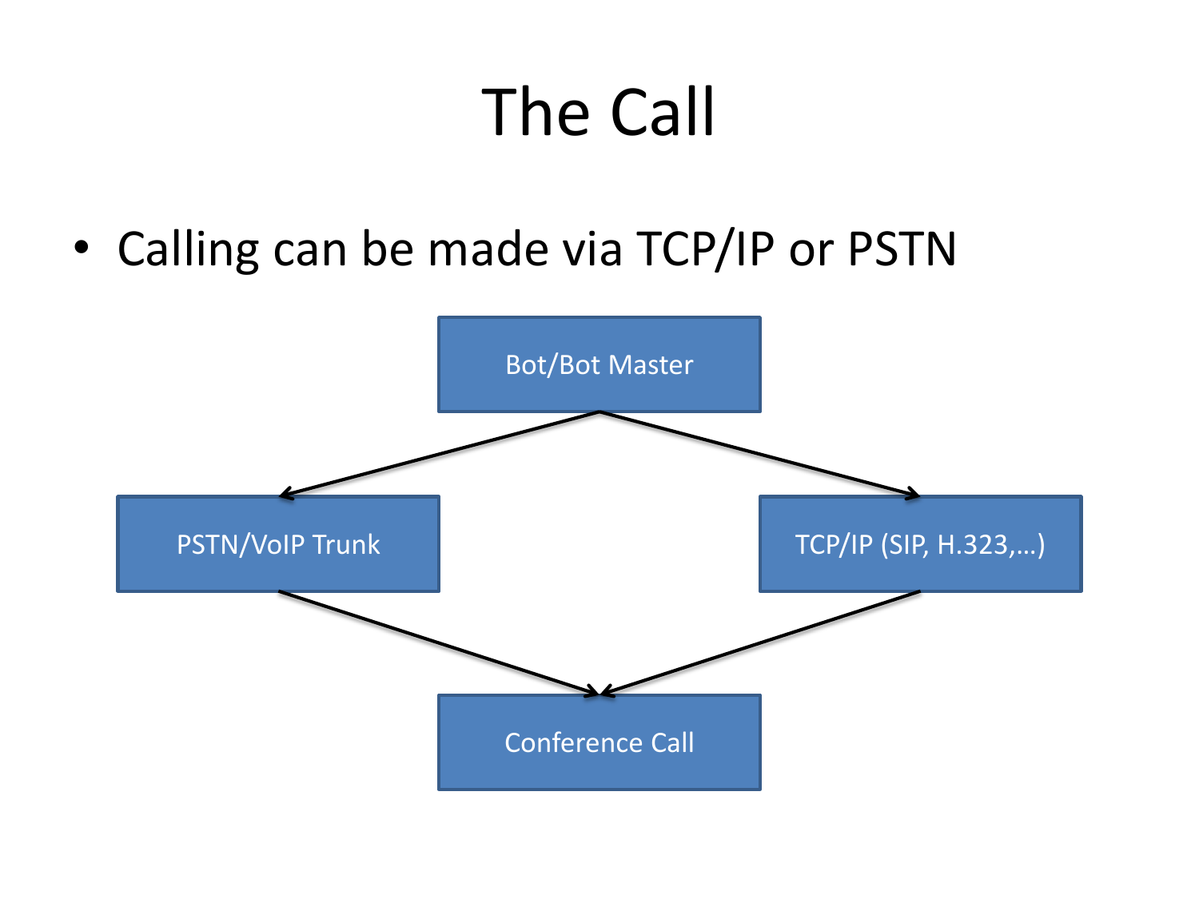# The Call

- Calling can be made via TCP/IP or PSTN

Bot/Bot Master

PSTN/VoIP Trunk

TCP/IP (SIP, H.323,…)

Conference Call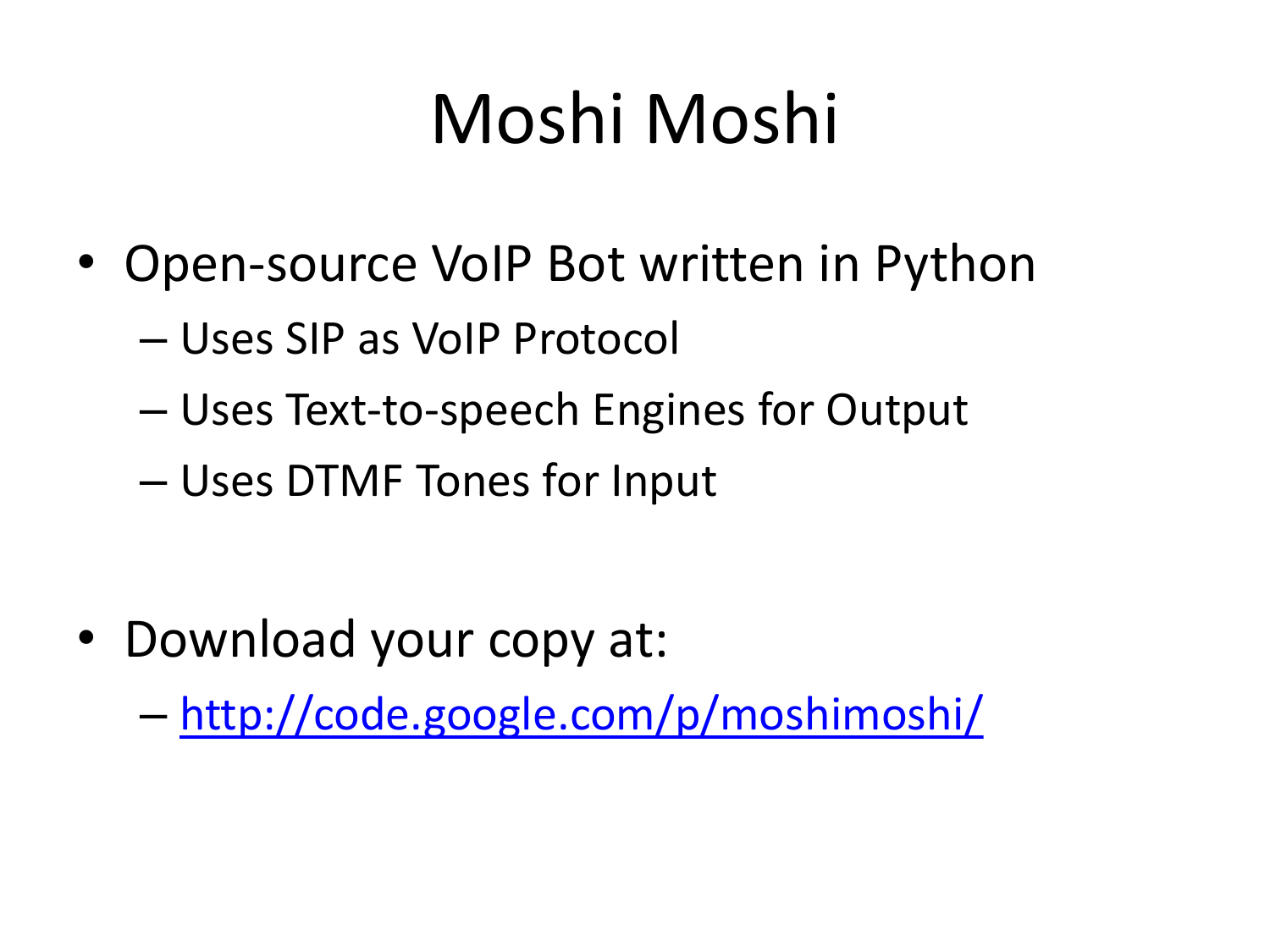# Moshi Moshi

- Open-source VoIP Bot written in Python
  - Uses SIP as VoIP Protocol
  - Uses Text-to-speech Engines for Output
  - Uses DTMF Tones for Input

- Download your copy at:
  - [http://code.google.com/p/moshimoshi/](http://code.google.com/p/moshimoshi/)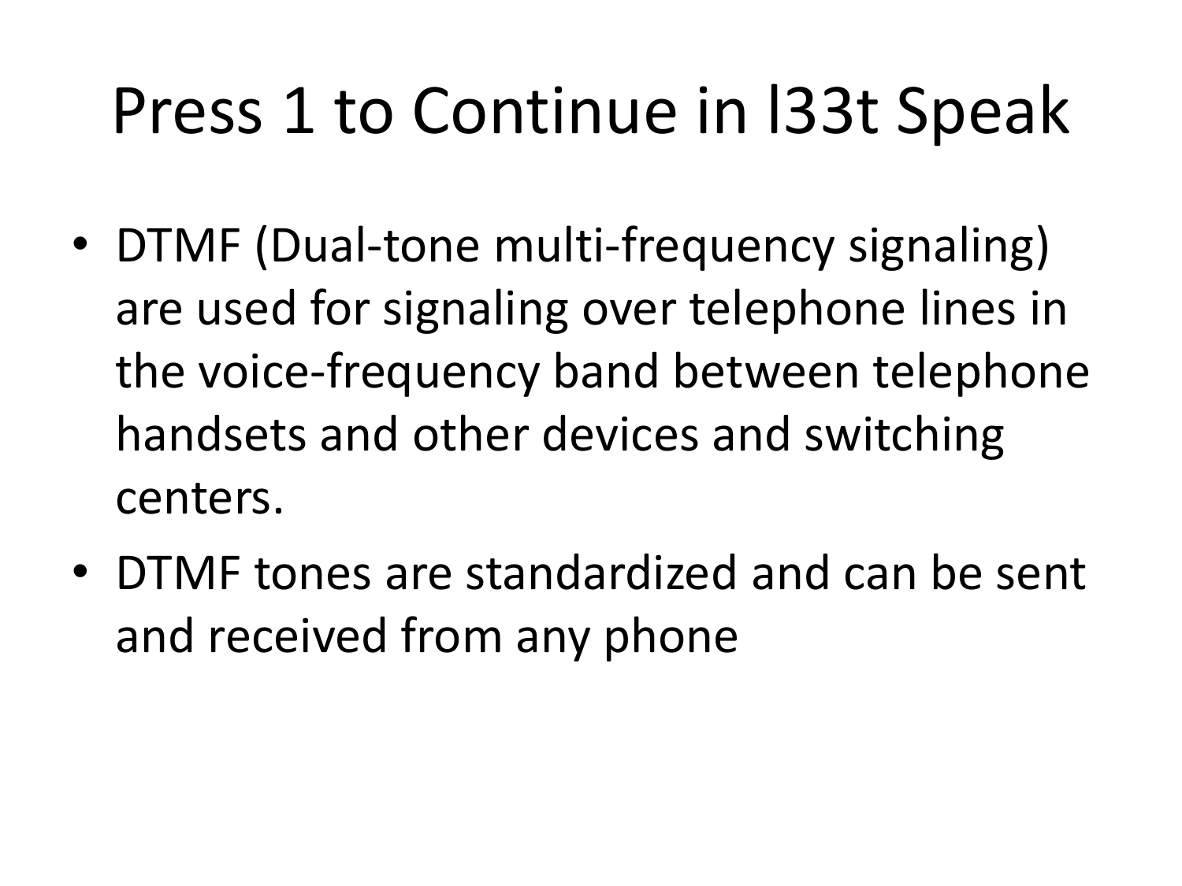# Press 1 to Continue in l33t Speak

- DTMF (Dual-tone multi-frequency signaling) are used for signaling over telephone lines in the voice-frequency band between telephone handsets and other devices and switching centers.
- DTMF tones are standardized and can be sent and received from any phone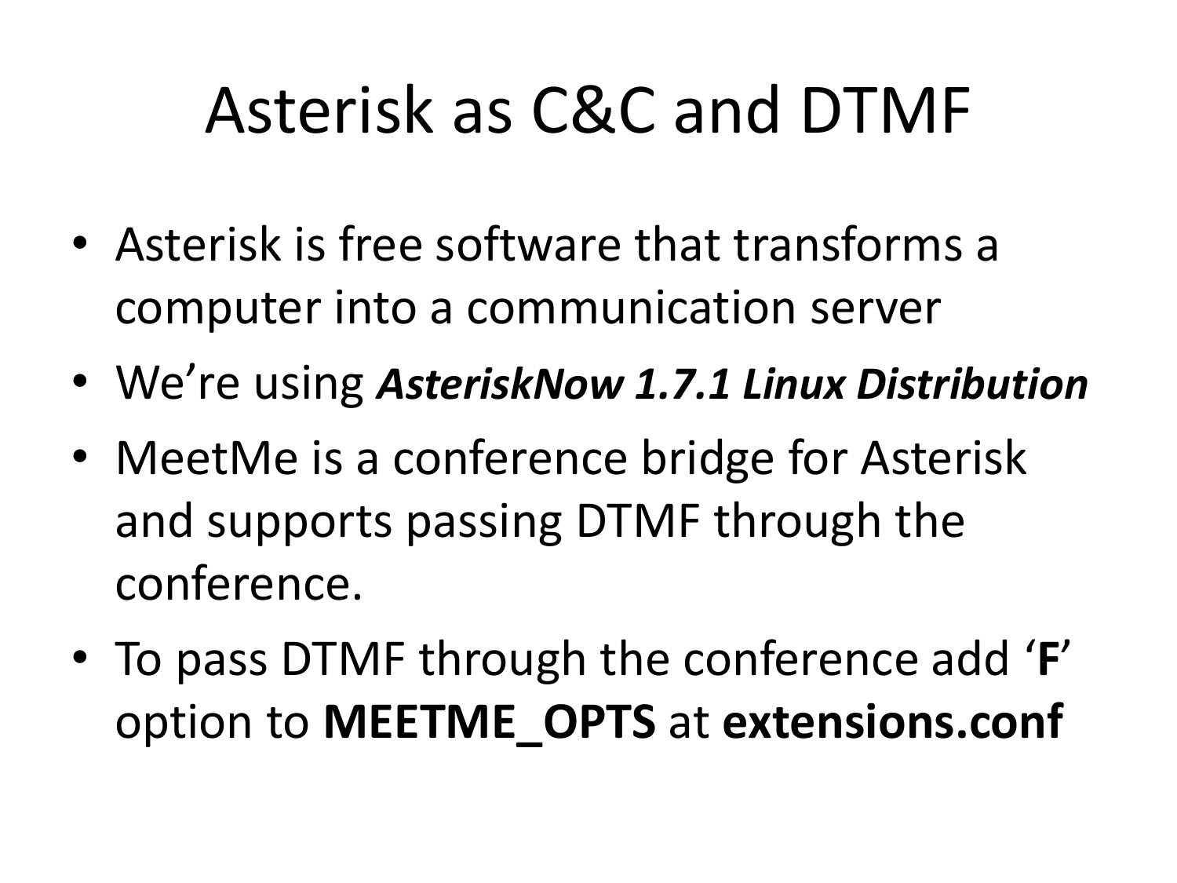# Asterisk as C&C and DTMF

- Asterisk is free software that transforms a computer into a communication server
- We're using ***AsteriskNow 1.7.1 Linux Distribution***
- MeetMe is a conference bridge for Asterisk and supports passing DTMF through the conference.
- To pass DTMF through the conference add '**F**' option to **MEETME_OPTS** at **extensions.conf**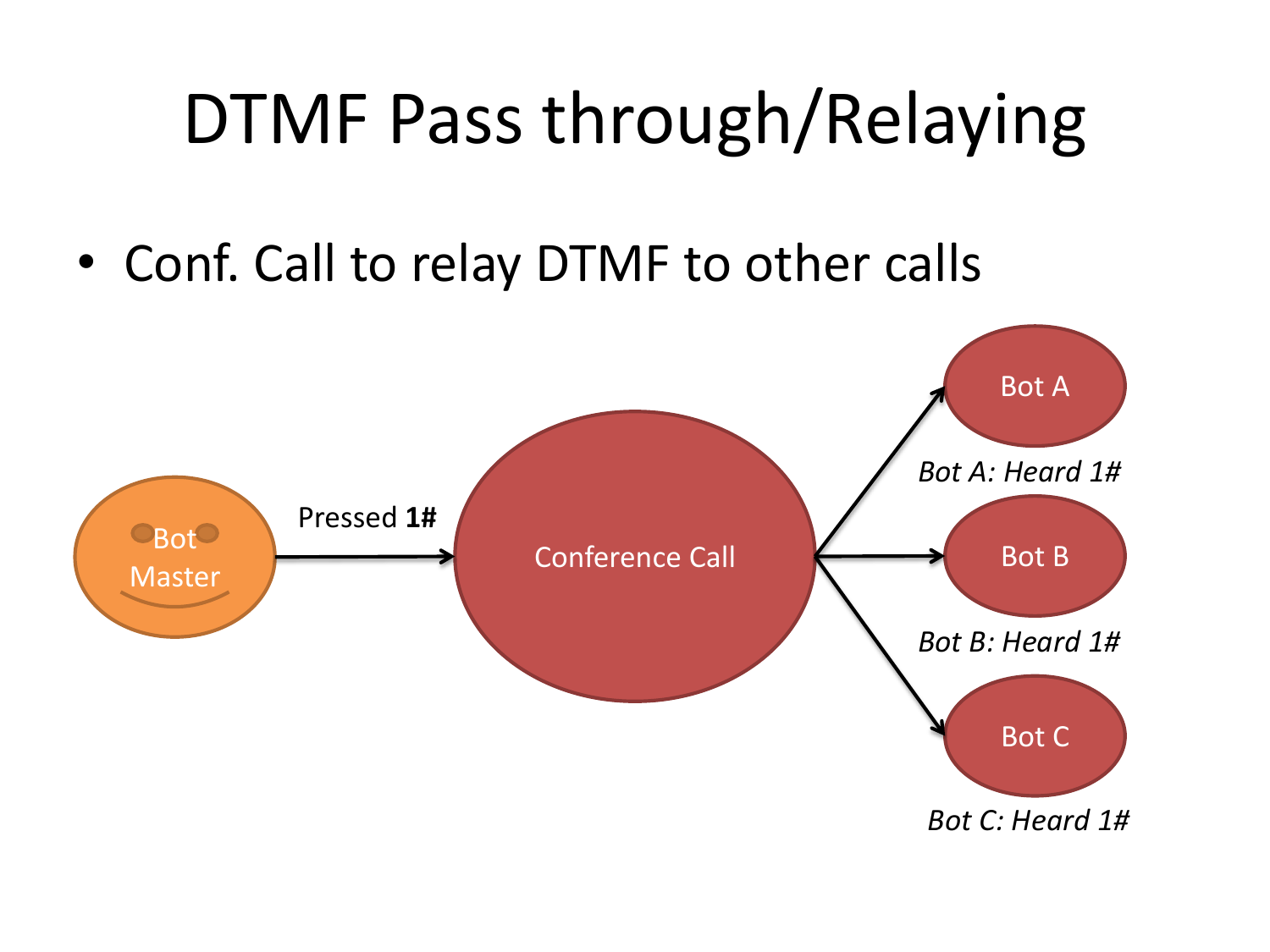# DTMF Pass through/Relaying

- Conf. Call to relay DTMF to other calls

Bot Master

Pressed **1#**

Conference Call

Bot A

*Bot A: Heard 1#*

Bot B

*Bot B: Heard 1#*

Bot C

*Bot C: Heard 1#*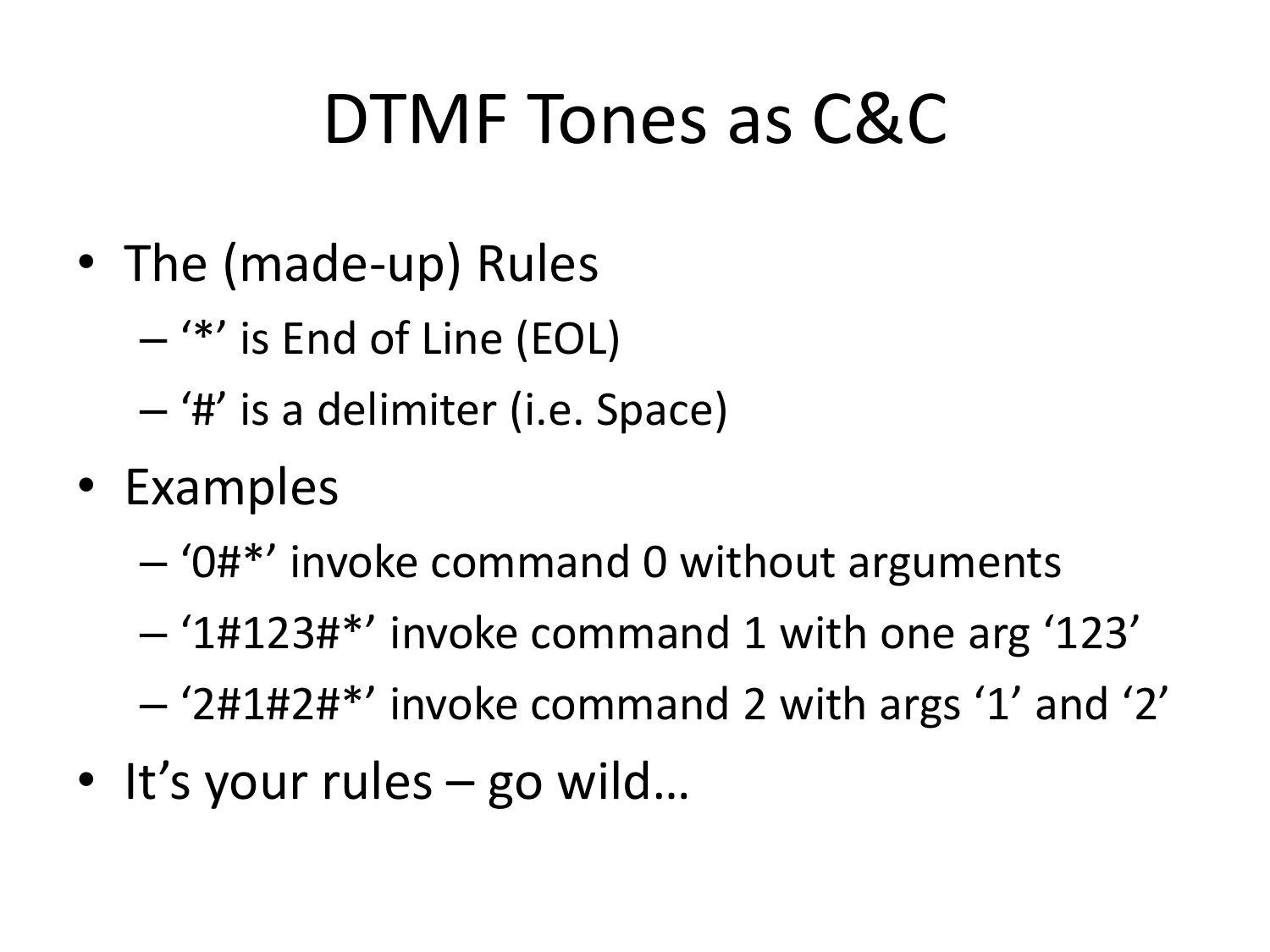# DTMF Tones as C&C

- The (made-up) Rules
  - '*' is End of Line (EOL)
  - '#' is a delimiter (i.e. Space)
- Examples
  - '0#*' invoke command 0 without arguments
  - '1#123#*' invoke command 1 with one arg '123'
  - '2#1#2#*' invoke command 2 with args '1' and '2'
- It's your rules – go wild…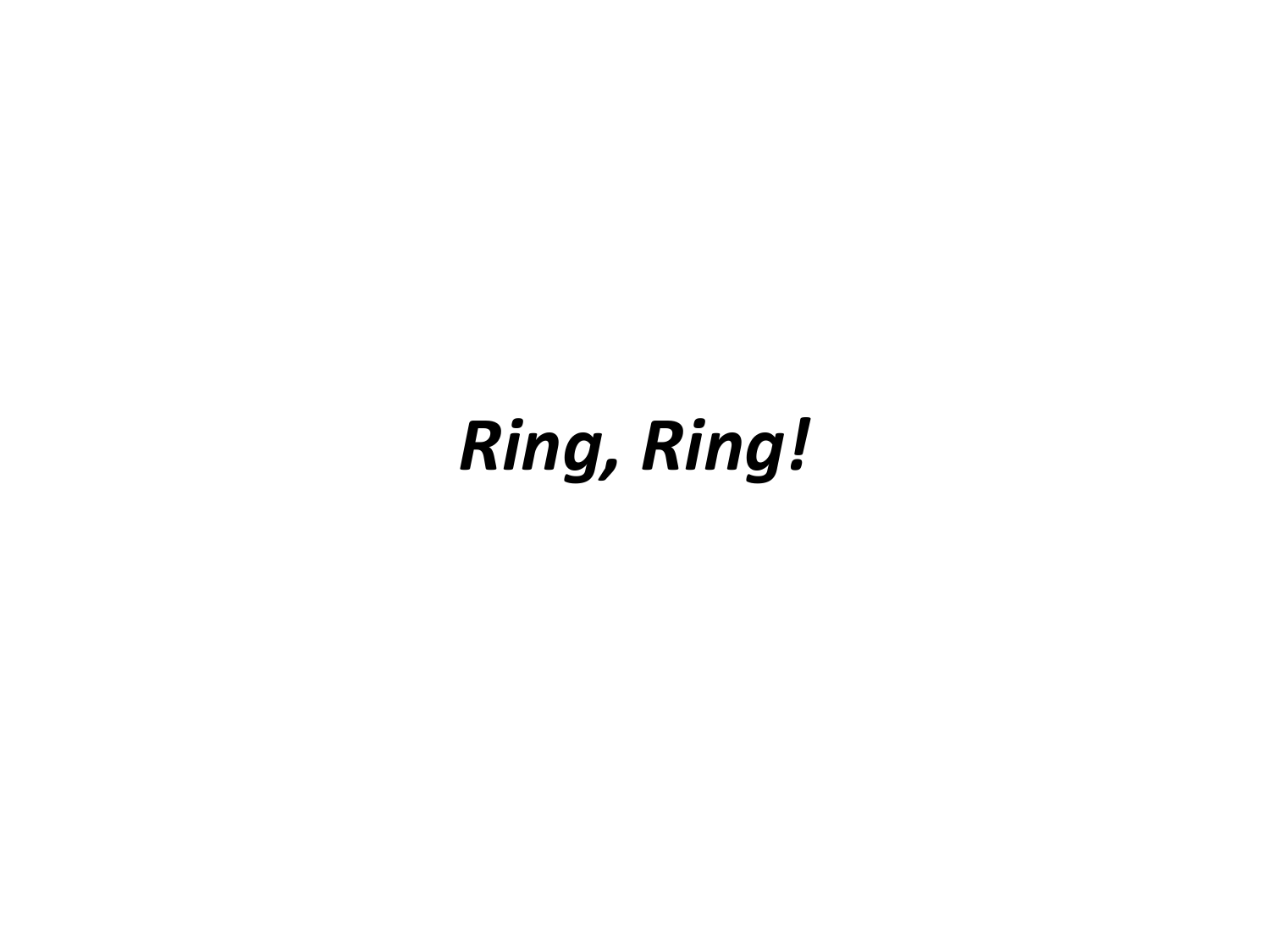***Ring, Ring!***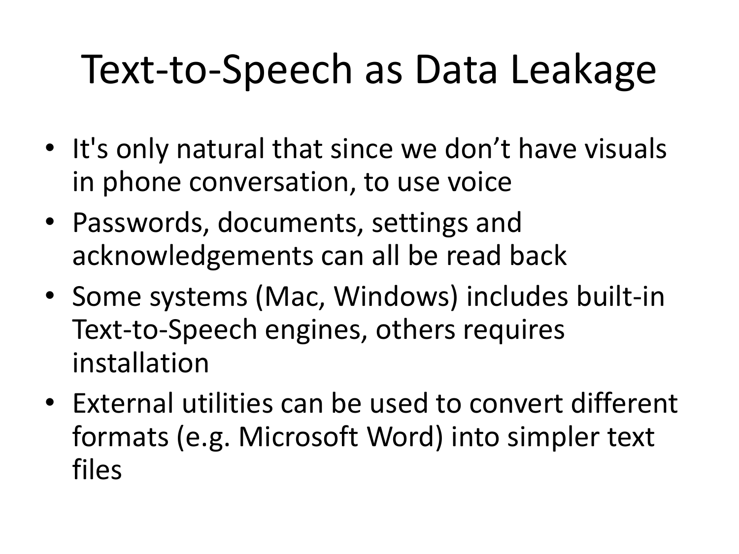# Text-to-Speech as Data Leakage

- It's only natural that since we don’t have visuals in phone conversation, to use voice
- Passwords, documents, settings and acknowledgements can all be read back
- Some systems (Mac, Windows) includes built-in Text-to-Speech engines, others requires installation
- External utilities can be used to convert different formats (e.g. Microsoft Word) into simpler text files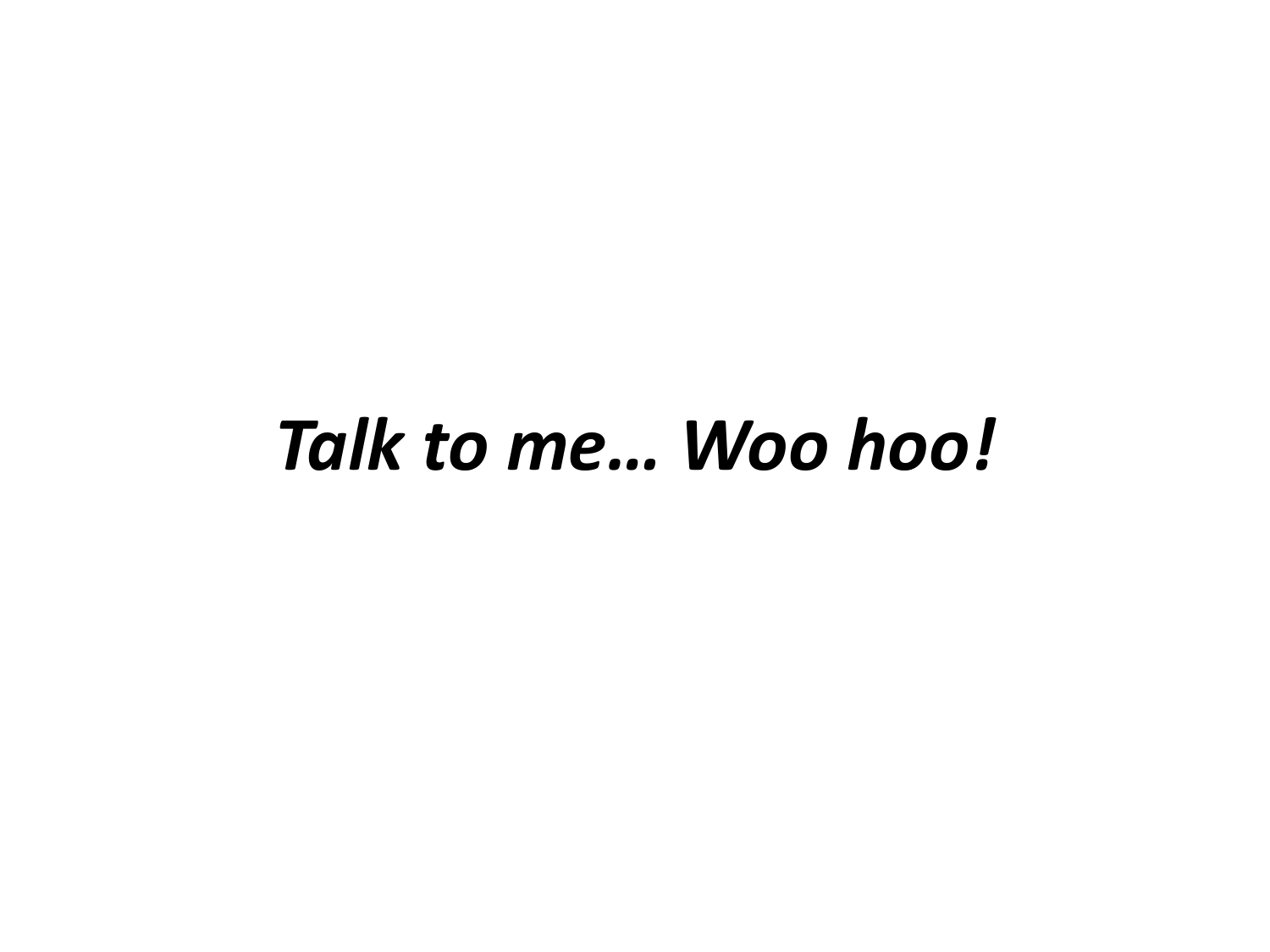***Talk to me… Woo hoo!***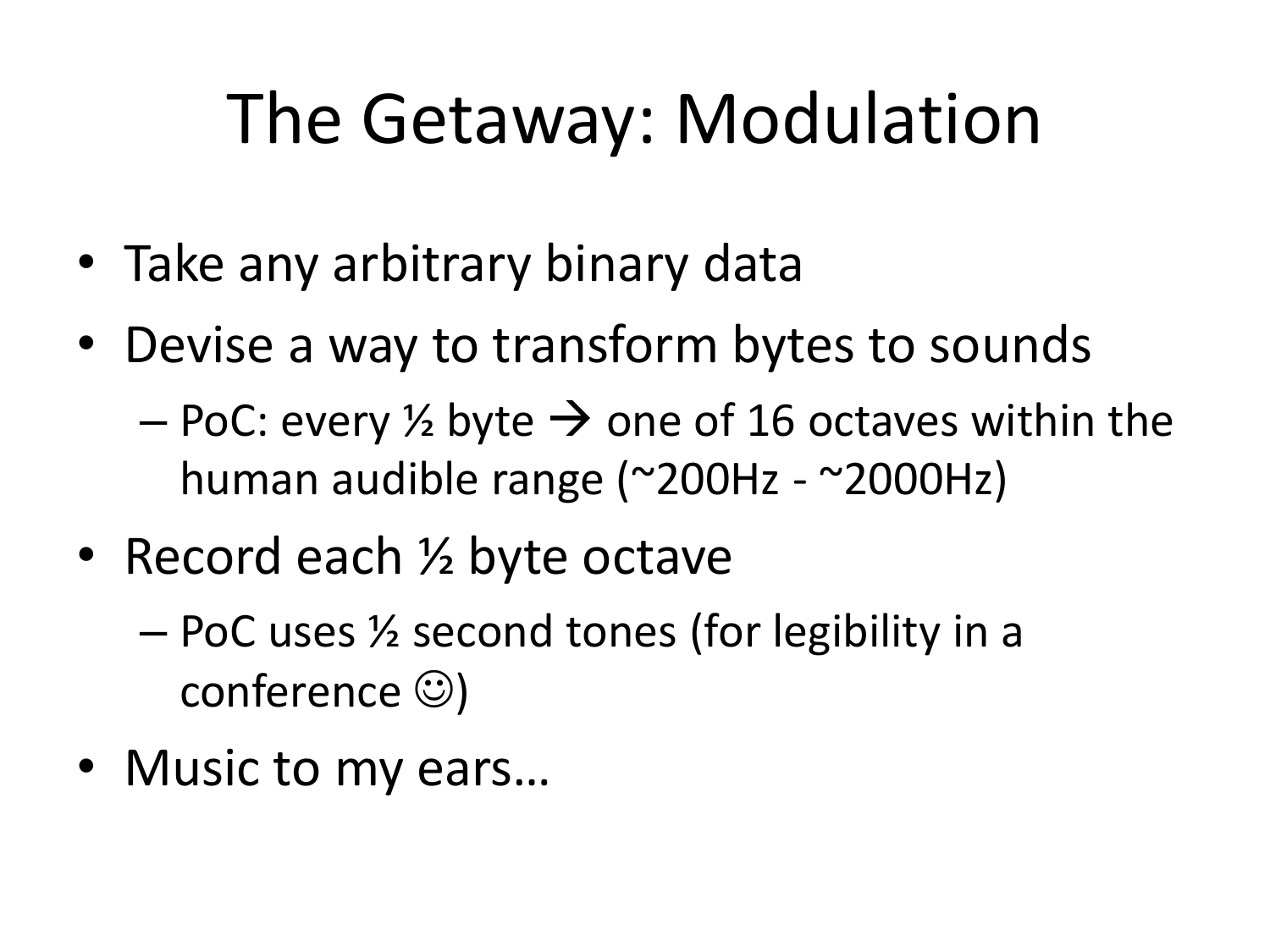# The Getaway: Modulation

- Take any arbitrary binary data
- Devise a way to transform bytes to sounds
  - PoC: every ½ byte → one of 16 octaves within the human audible range (~200Hz - ~2000Hz)
- Record each ½ byte octave
  - PoC uses ½ second tones (for legibility in a conference ☺)
- Music to my ears…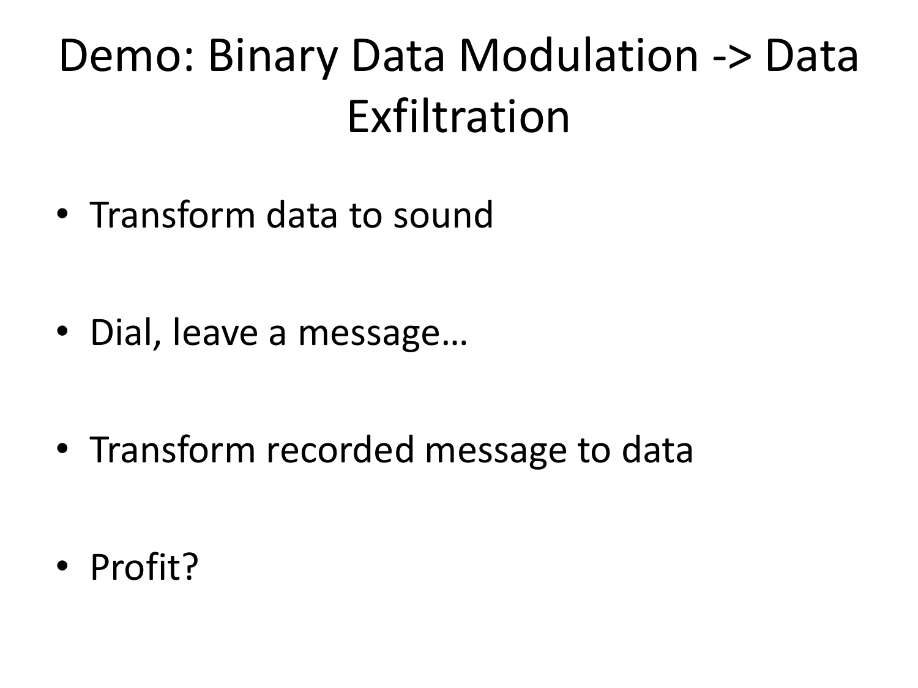# Demo: Binary Data Modulation -> Data Exfiltration

- Transform data to sound
- Dial, leave a message…
- Transform recorded message to data
- Profit?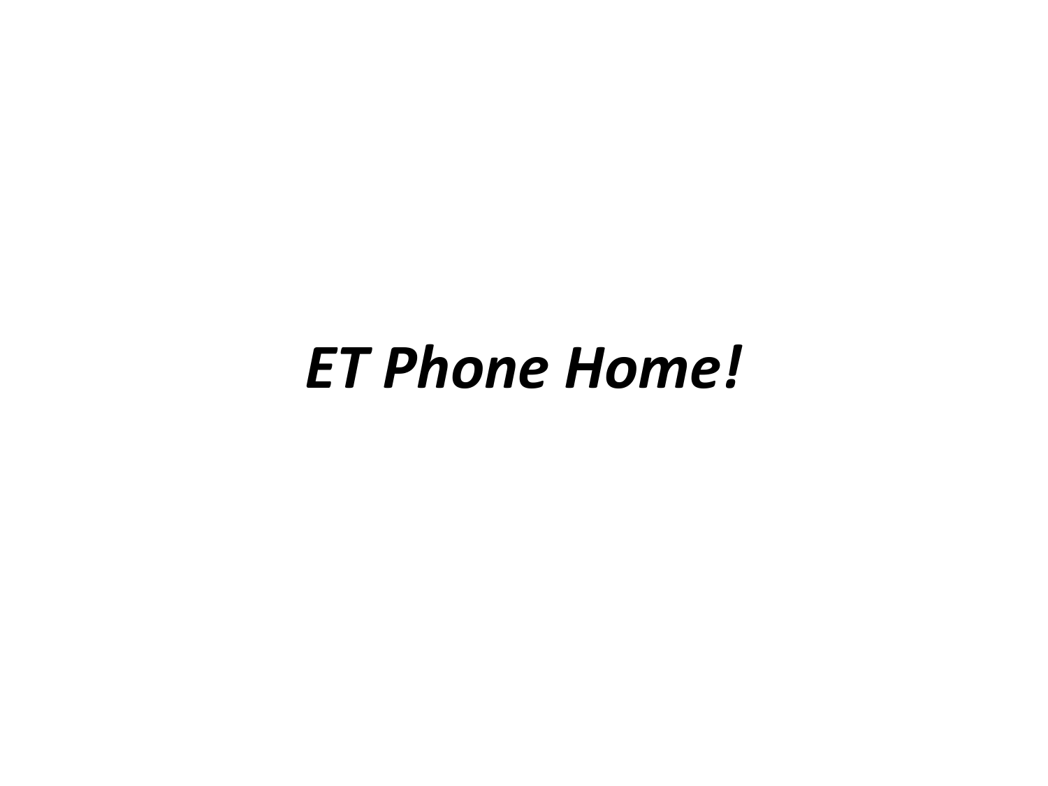***ET Phone Home!***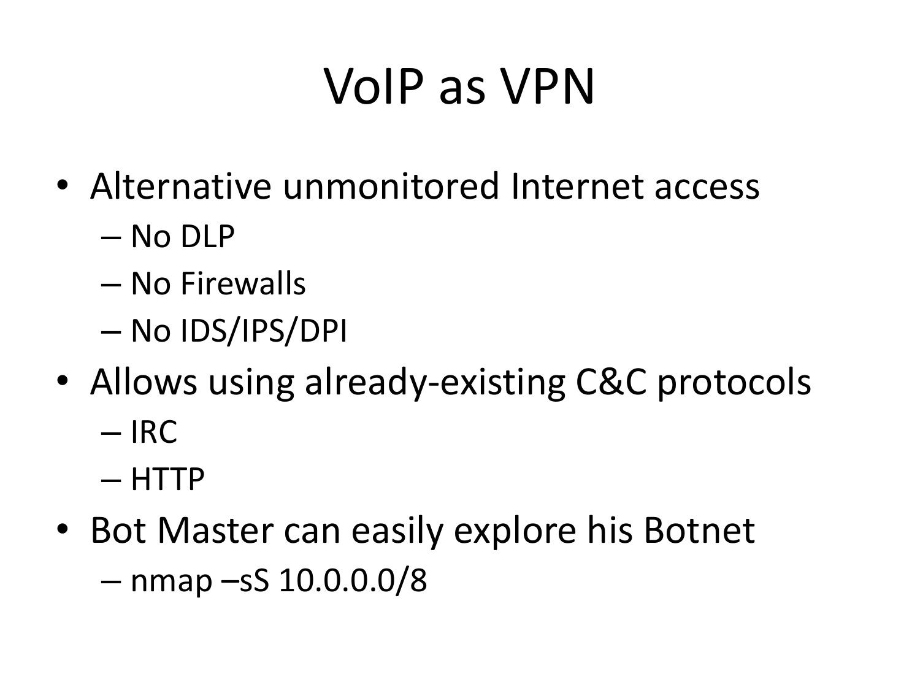# VoIP as VPN

- Alternative unmonitored Internet access
  - No DLP
  - No Firewalls
  - No IDS/IPS/DPI
- Allows using already-existing C&C protocols
  - IRC
  - HTTP
- Bot Master can easily explore his Botnet
  - nmap –sS 10.0.0.0/8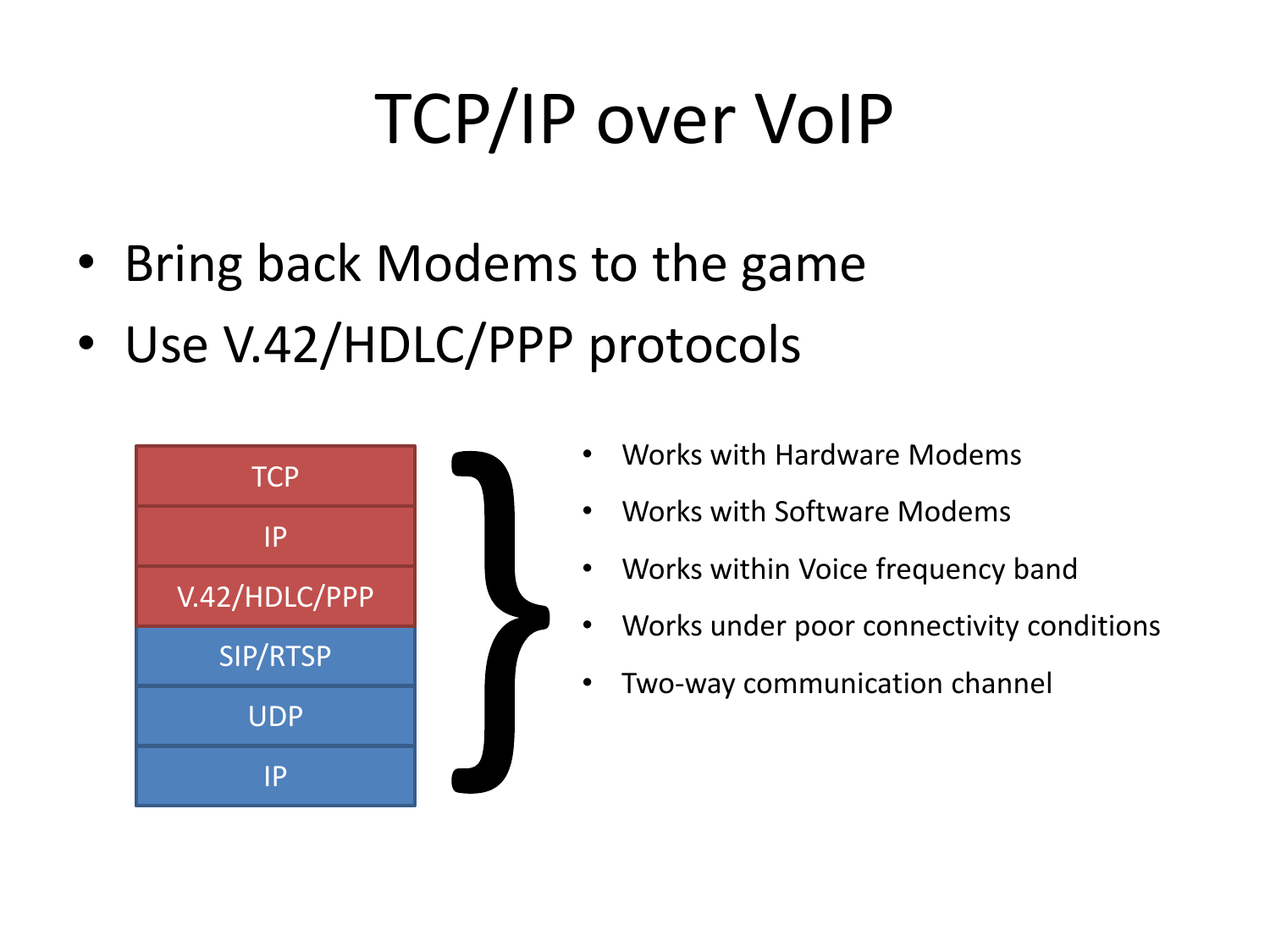# TCP/IP over VoIP

- Bring back Modems to the game
- Use V.42/HDLC/PPP protocols

| Protocol stack |
|---|
| TCP |
| IP |
| V.42/HDLC/PPP |
| SIP/RTSP |
| UDP |
| IP |

- Works with Hardware Modems
- Works with Software Modems
- Works within Voice frequency band
- Works under poor connectivity conditions
- Two-way communication channel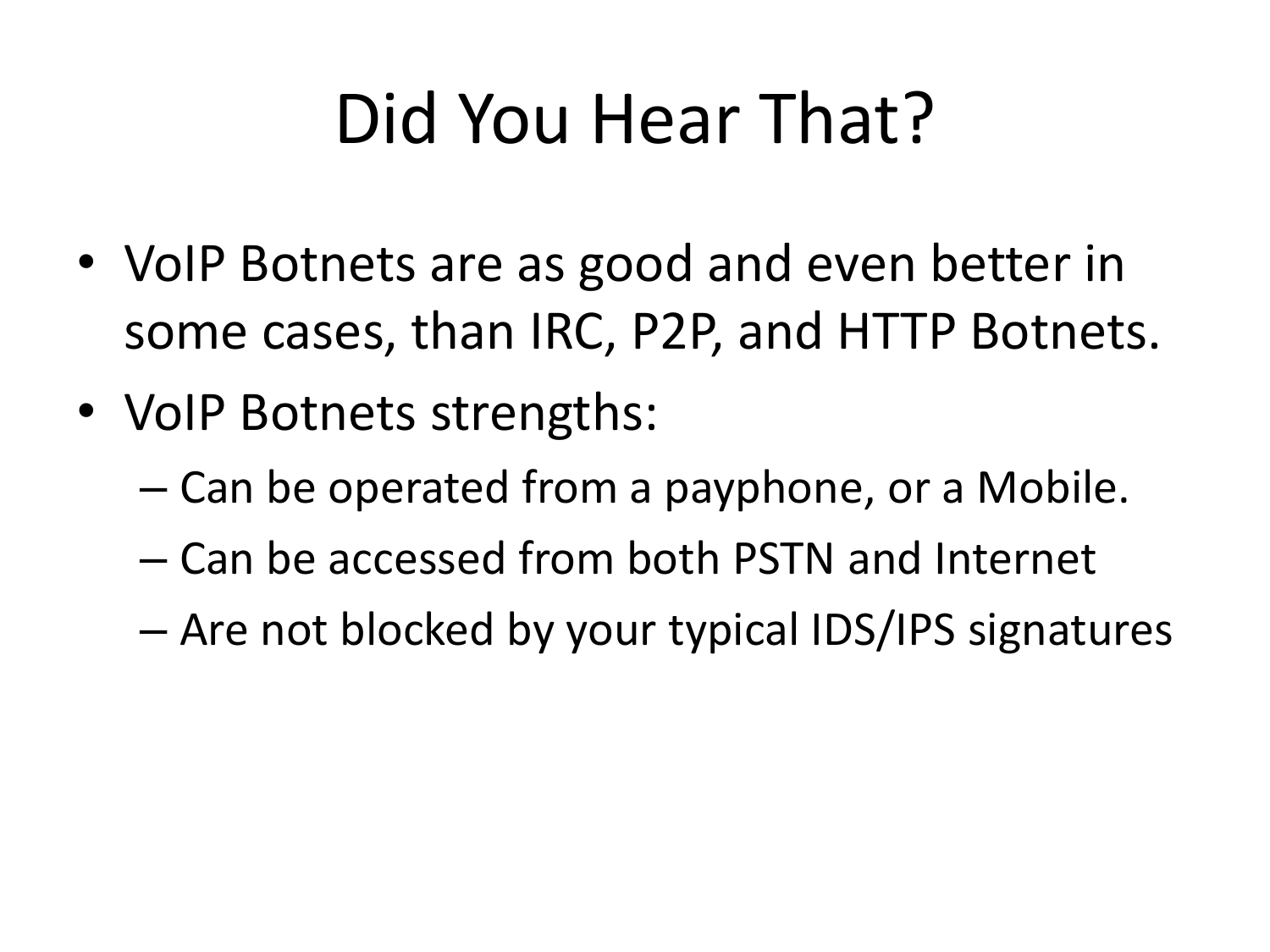# Did You Hear That?

- VoIP Botnets are as good and even better in some cases, than IRC, P2P, and HTTP Botnets.
- VoIP Botnets strengths:
  - Can be operated from a payphone, or a Mobile.
  - Can be accessed from both PSTN and Internet
  - Are not blocked by your typical IDS/IPS signatures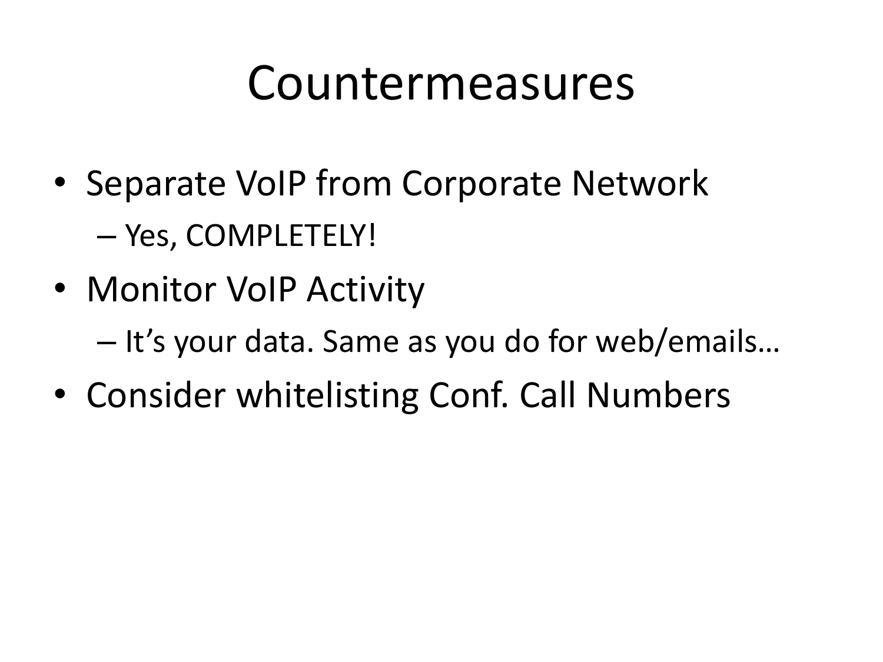# Countermeasures

- Separate VoIP from Corporate Network
  - Yes, COMPLETELY!
- Monitor VoIP Activity
  - It's your data. Same as you do for web/emails…
- Consider whitelisting Conf. Call Numbers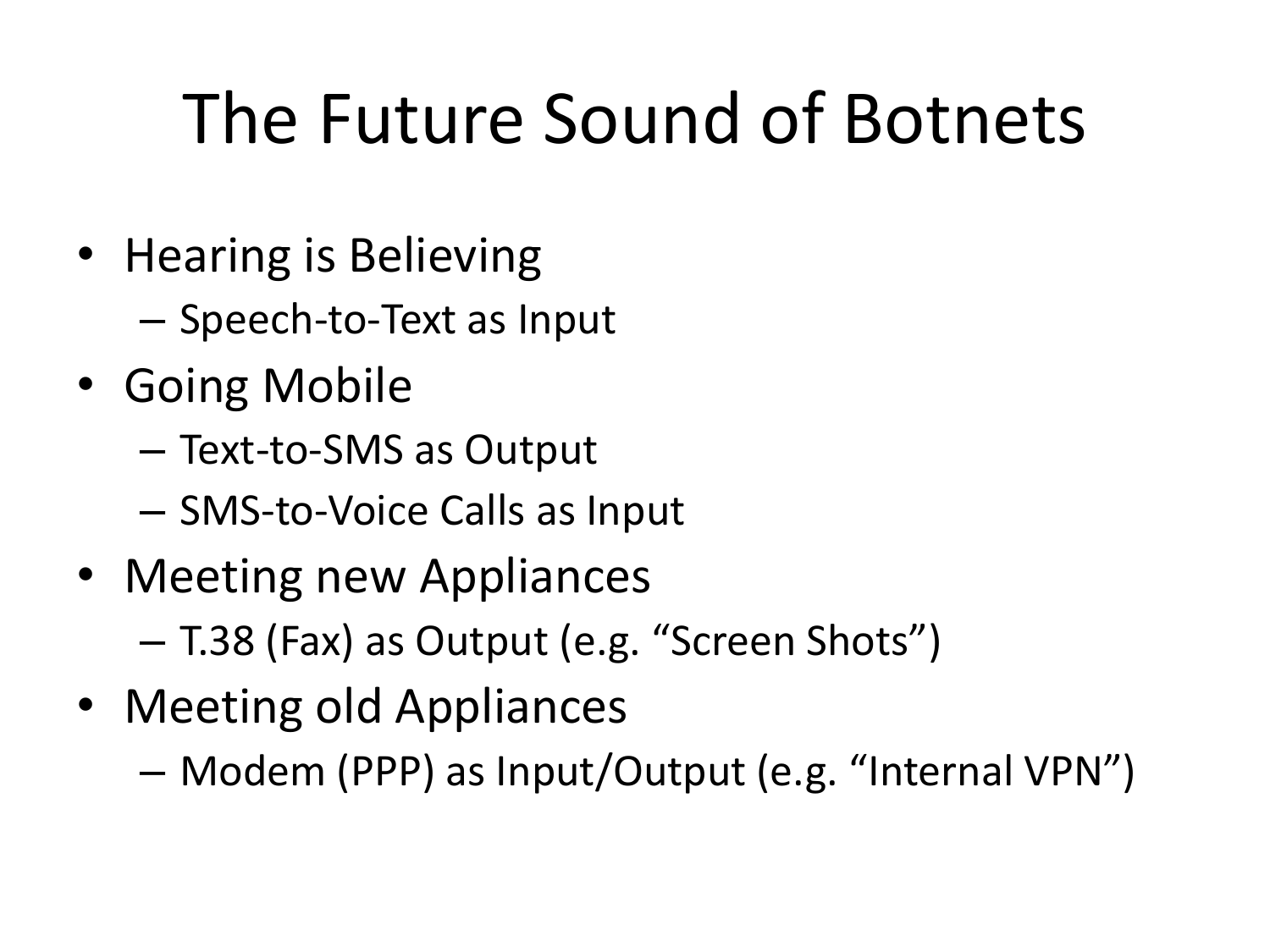# The Future Sound of Botnets

- Hearing is Believing
  - Speech-to-Text as Input
- Going Mobile
  - Text-to-SMS as Output
  - SMS-to-Voice Calls as Input
- Meeting new Appliances
  - T.38 (Fax) as Output (e.g. "Screen Shots")
- Meeting old Appliances
  - Modem (PPP) as Input/Output (e.g. "Internal VPN")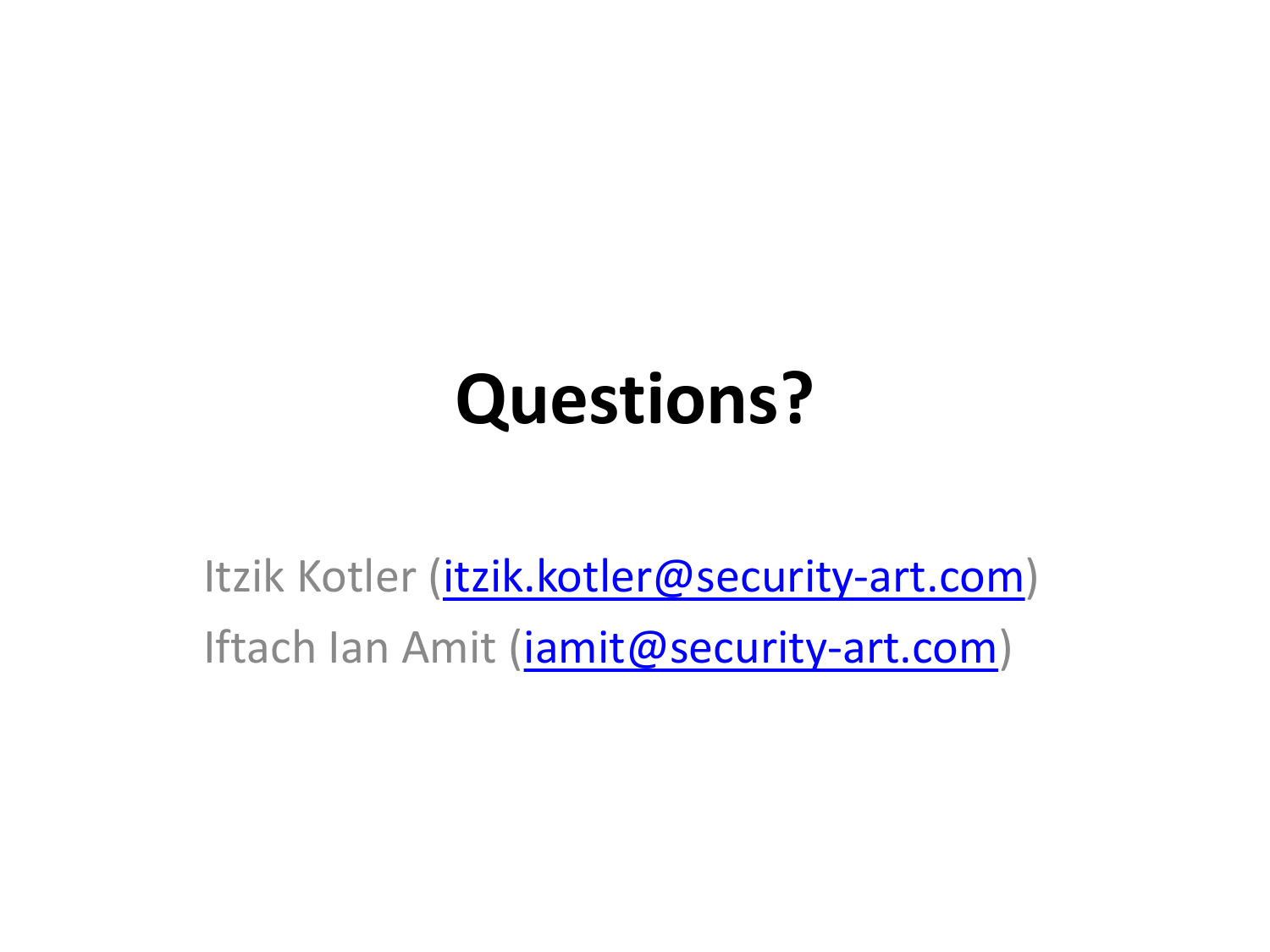# Questions?

Itzik Kotler (itzik.kotler@security-art.com)

Iftach Ian Amit (iamit@security-art.com)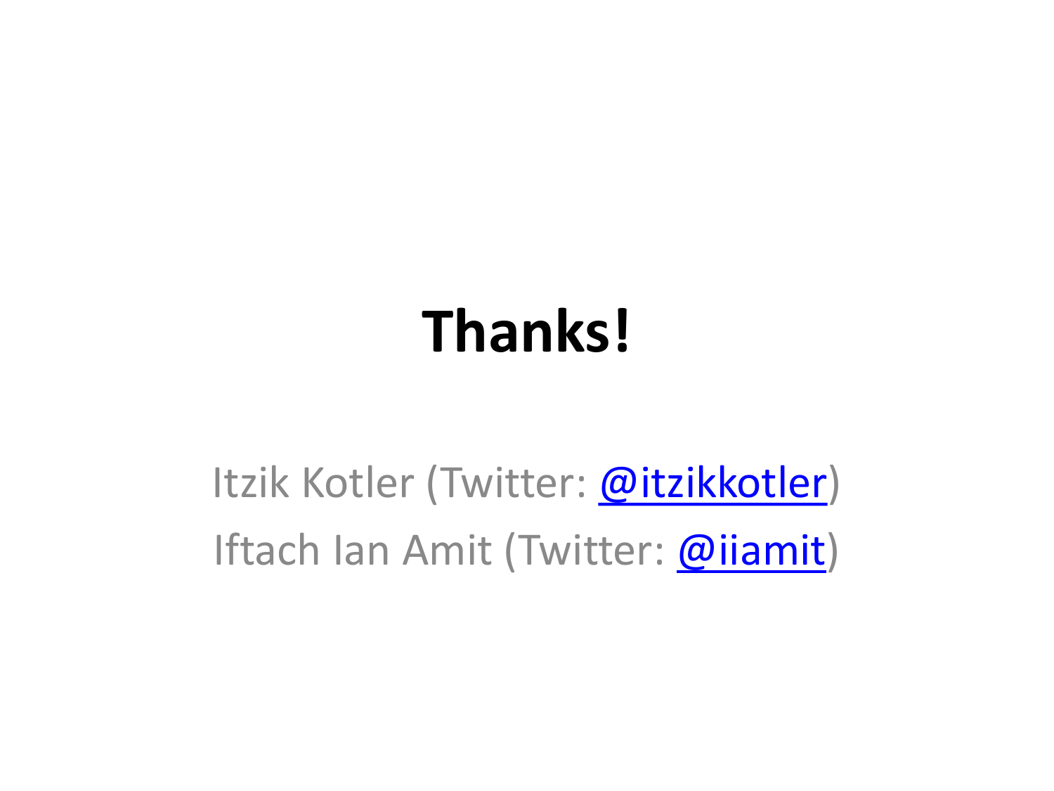# Thanks!

Itzik Kotler (Twitter: @itzikkotler)

Iftach Ian Amit (Twitter: @iiamit)